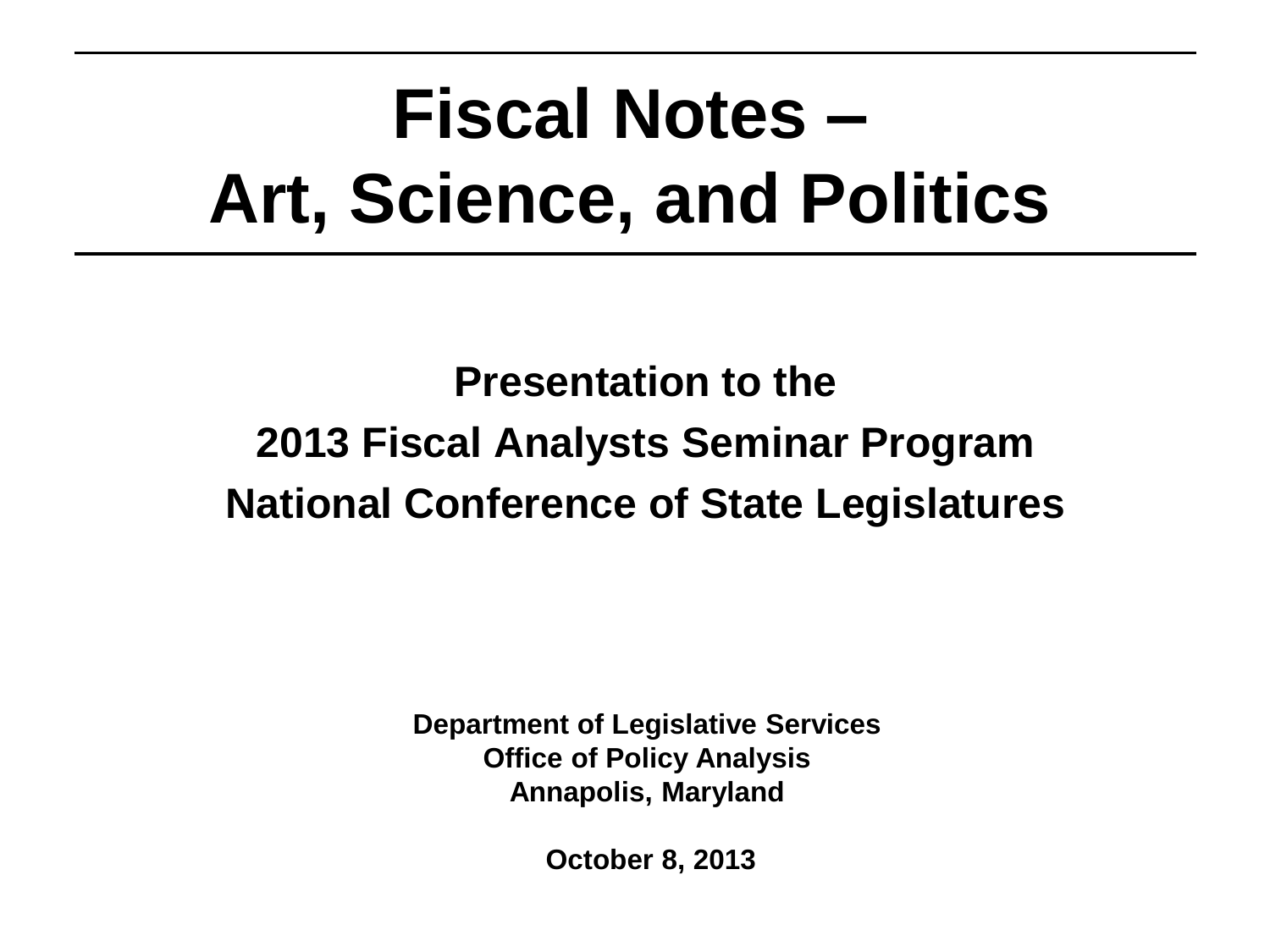# Fiscal Notes – Art, Science, and Politics

**Presentation to the**

**2013 Fiscal Analysts Seminar Program**

**National Conference of State Legislatures**

**Department of Legislative Services**
**Office of Policy Analysis**
**Annapolis, Maryland**

**October 8, 2013**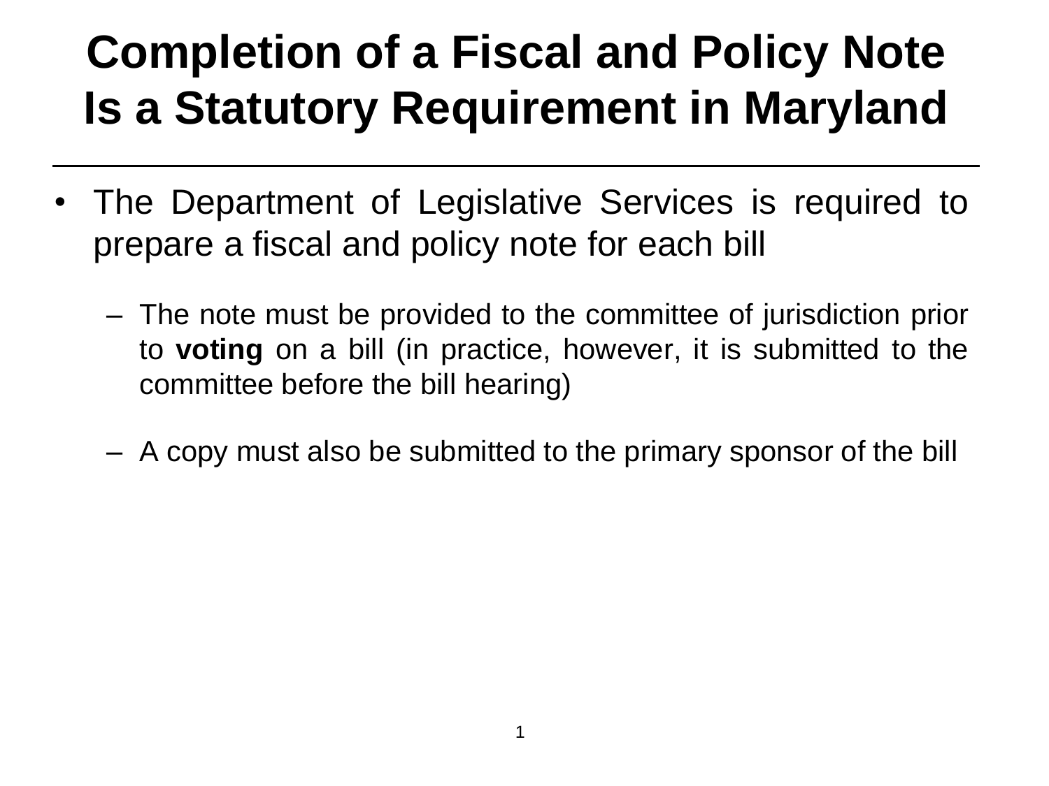# Completion of a Fiscal and Policy Note Is a Statutory Requirement in Maryland

- The Department of Legislative Services is required to prepare a fiscal and policy note for each bill
  - The note must be provided to the committee of jurisdiction prior to **voting** on a bill (in practice, however, it is submitted to the committee before the bill hearing)
  - A copy must also be submitted to the primary sponsor of the bill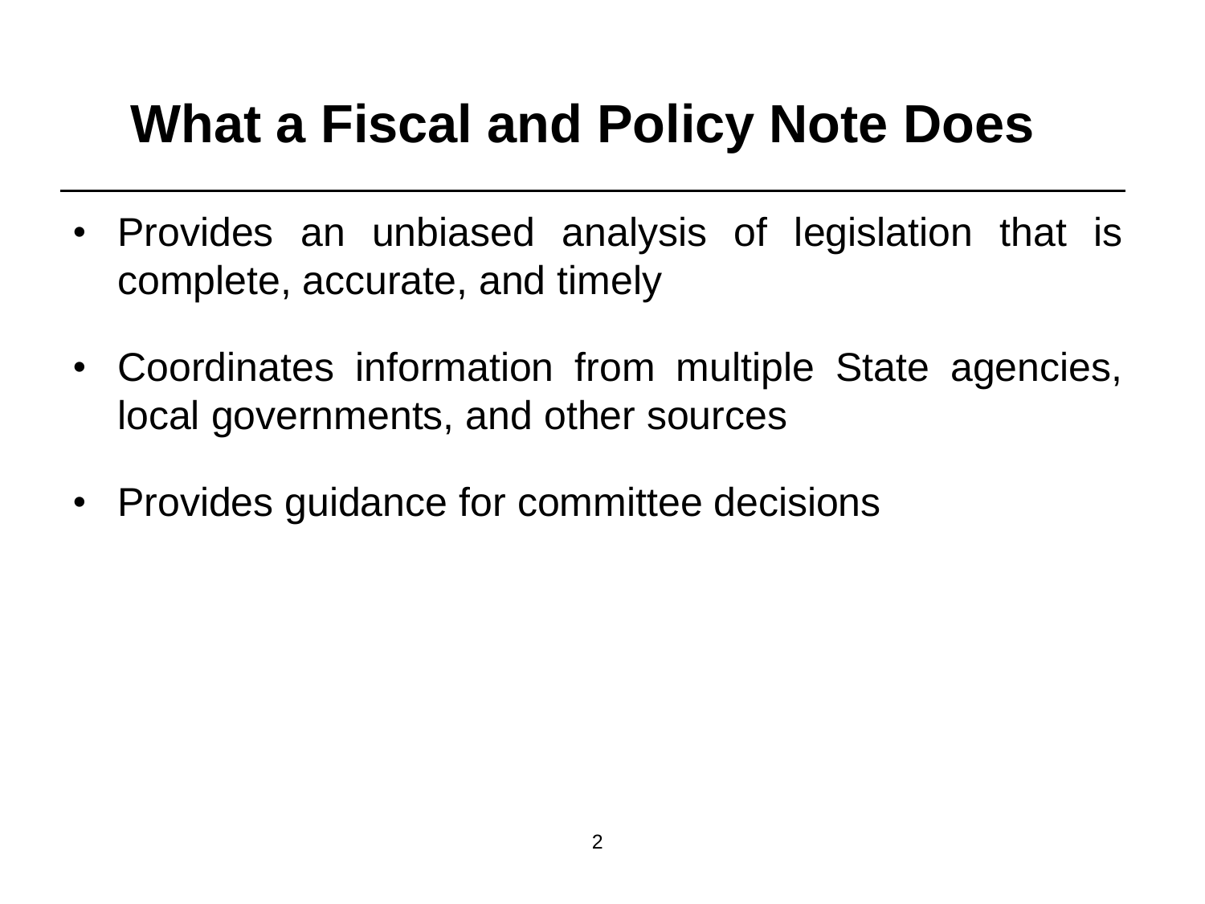# What a Fiscal and Policy Note Does

- Provides an unbiased analysis of legislation that is complete, accurate, and timely
- Coordinates information from multiple State agencies, local governments, and other sources
- Provides guidance for committee decisions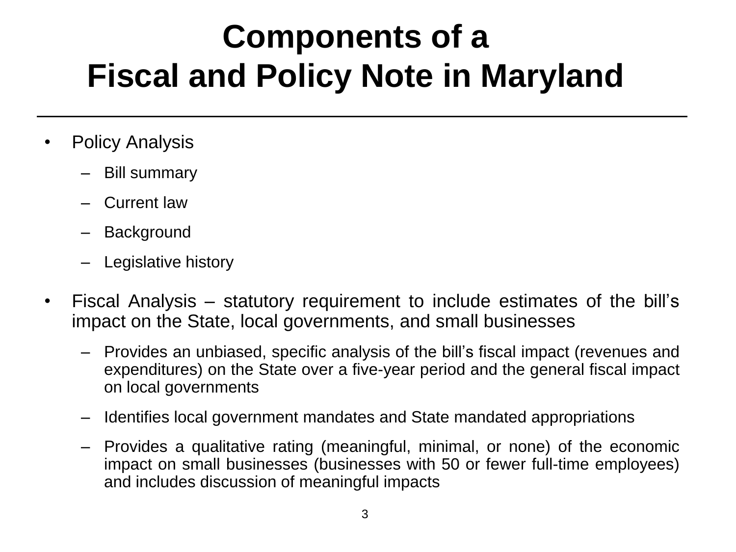# Components of a Fiscal and Policy Note in Maryland

- Policy Analysis
  - Bill summary
  - Current law
  - Background
  - Legislative history
- Fiscal Analysis – statutory requirement to include estimates of the bill's impact on the State, local governments, and small businesses
  - Provides an unbiased, specific analysis of the bill's fiscal impact (revenues and expenditures) on the State over a five-year period and the general fiscal impact on local governments
  - Identifies local government mandates and State mandated appropriations
  - Provides a qualitative rating (meaningful, minimal, or none) of the economic impact on small businesses (businesses with 50 or fewer full-time employees) and includes discussion of meaningful impacts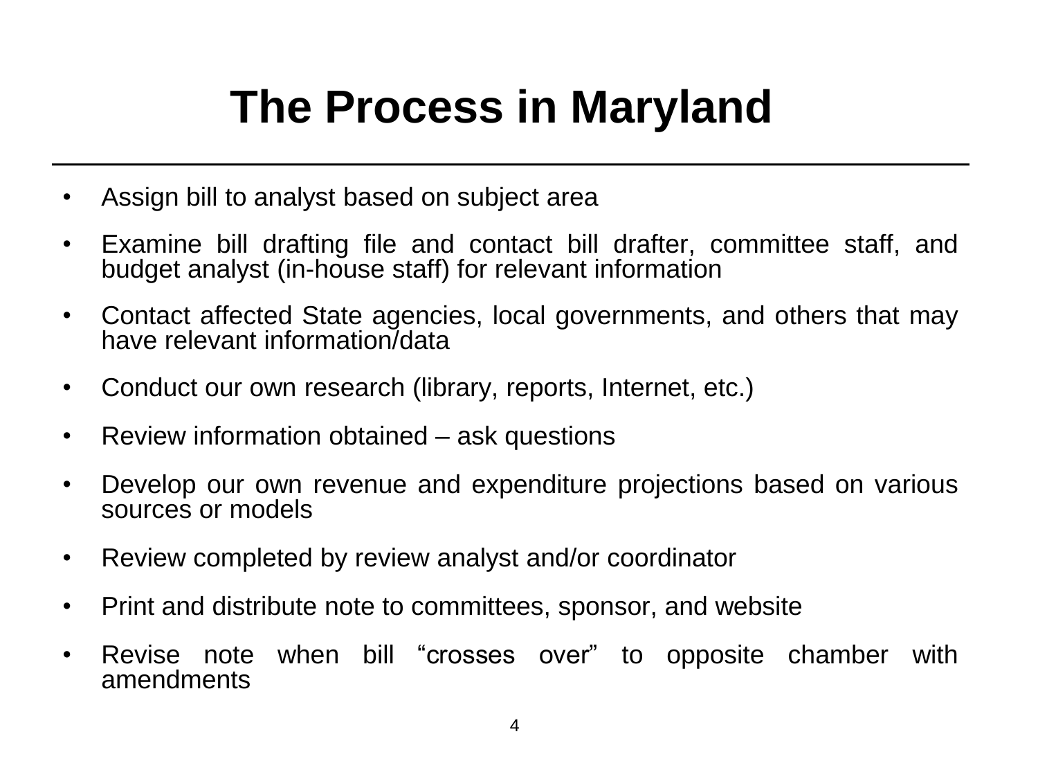# The Process in Maryland

- Assign bill to analyst based on subject area
- Examine bill drafting file and contact bill drafter, committee staff, and budget analyst (in-house staff) for relevant information
- Contact affected State agencies, local governments, and others that may have relevant information/data
- Conduct our own research (library, reports, Internet, etc.)
- Review information obtained – ask questions
- Develop our own revenue and expenditure projections based on various sources or models
- Review completed by review analyst and/or coordinator
- Print and distribute note to committees, sponsor, and website
- Revise note when bill "crosses over" to opposite chamber with amendments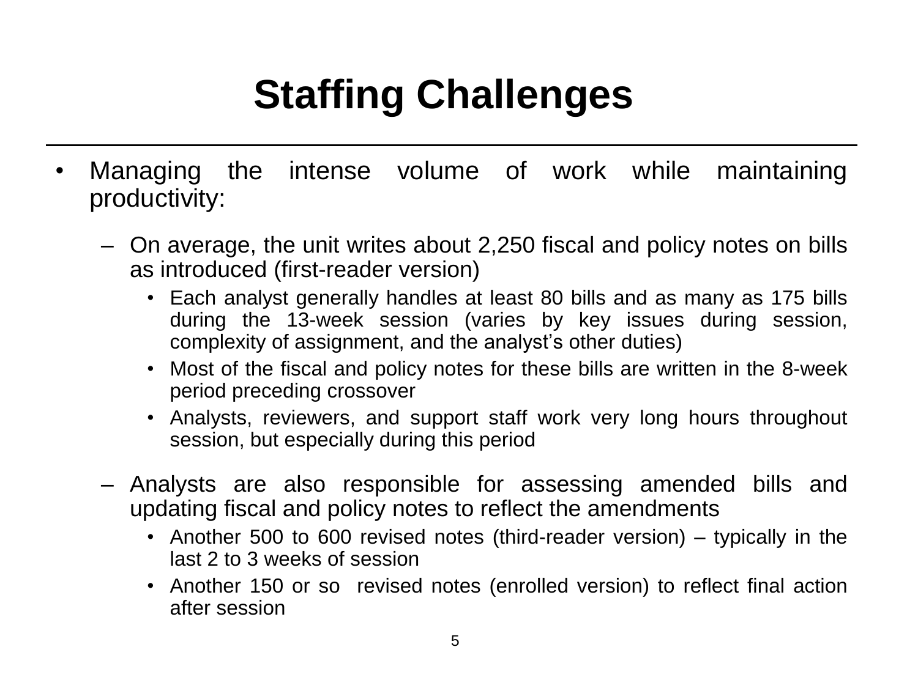# Staffing Challenges

- Managing the intense volume of work while maintaining productivity:
  - On average, the unit writes about 2,250 fiscal and policy notes on bills as introduced (first-reader version)
    - Each analyst generally handles at least 80 bills and as many as 175 bills during the 13-week session (varies by key issues during session, complexity of assignment, and the analyst's other duties)
    - Most of the fiscal and policy notes for these bills are written in the 8-week period preceding crossover
    - Analysts, reviewers, and support staff work very long hours throughout session, but especially during this period
  - Analysts are also responsible for assessing amended bills and updating fiscal and policy notes to reflect the amendments
    - Another 500 to 600 revised notes (third-reader version) – typically in the last 2 to 3 weeks of session
    - Another 150 or so revised notes (enrolled version) to reflect final action after session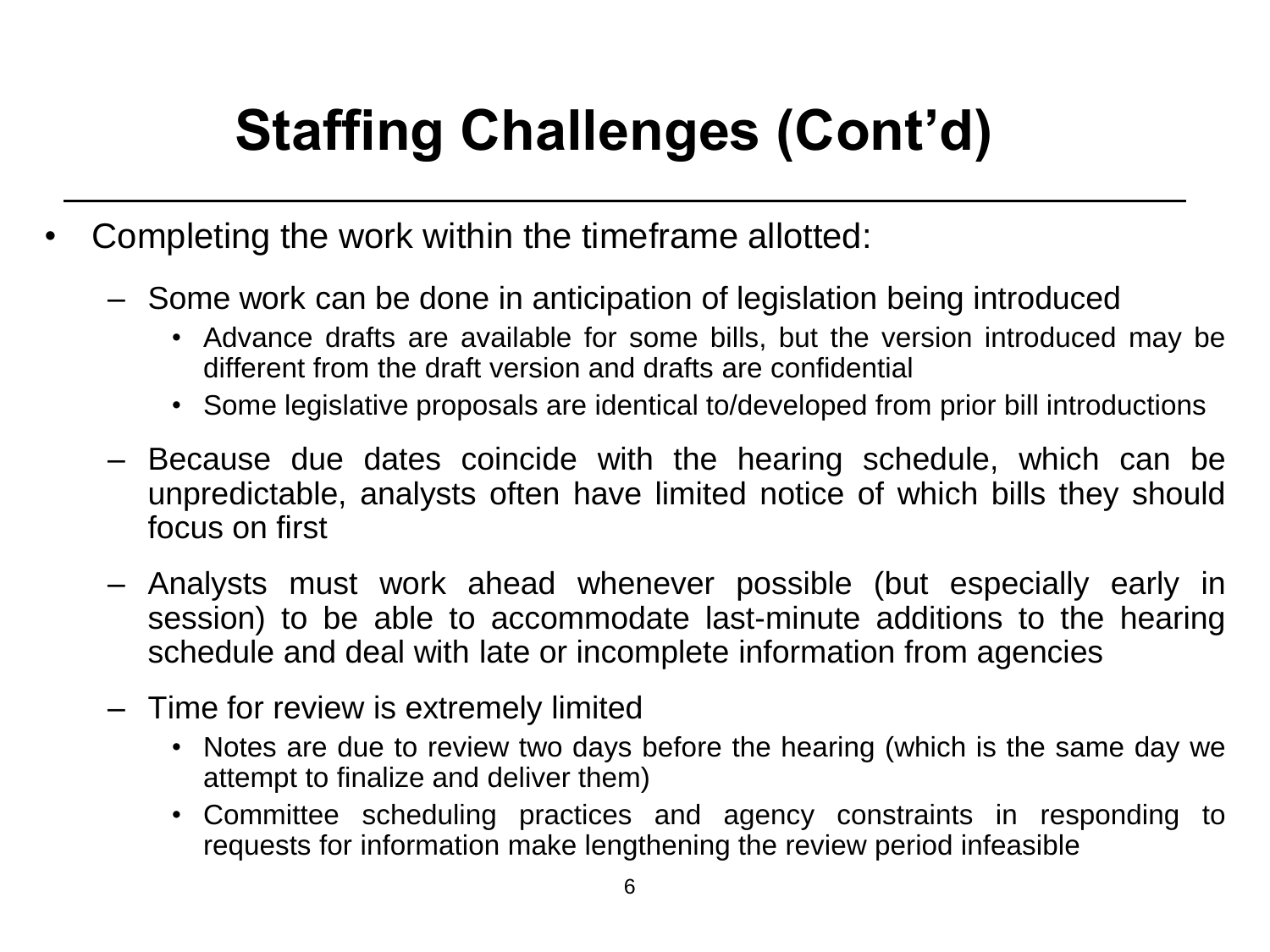# Staffing Challenges (Cont'd)

- Completing the work within the timeframe allotted:
  - Some work can be done in anticipation of legislation being introduced
    - Advance drafts are available for some bills, but the version introduced may be different from the draft version and drafts are confidential
    - Some legislative proposals are identical to/developed from prior bill introductions
  - Because due dates coincide with the hearing schedule, which can be unpredictable, analysts often have limited notice of which bills they should focus on first
  - Analysts must work ahead whenever possible (but especially early in session) to be able to accommodate last-minute additions to the hearing schedule and deal with late or incomplete information from agencies
  - Time for review is extremely limited
    - Notes are due to review two days before the hearing (which is the same day we attempt to finalize and deliver them)
    - Committee scheduling practices and agency constraints in responding to requests for information make lengthening the review period infeasible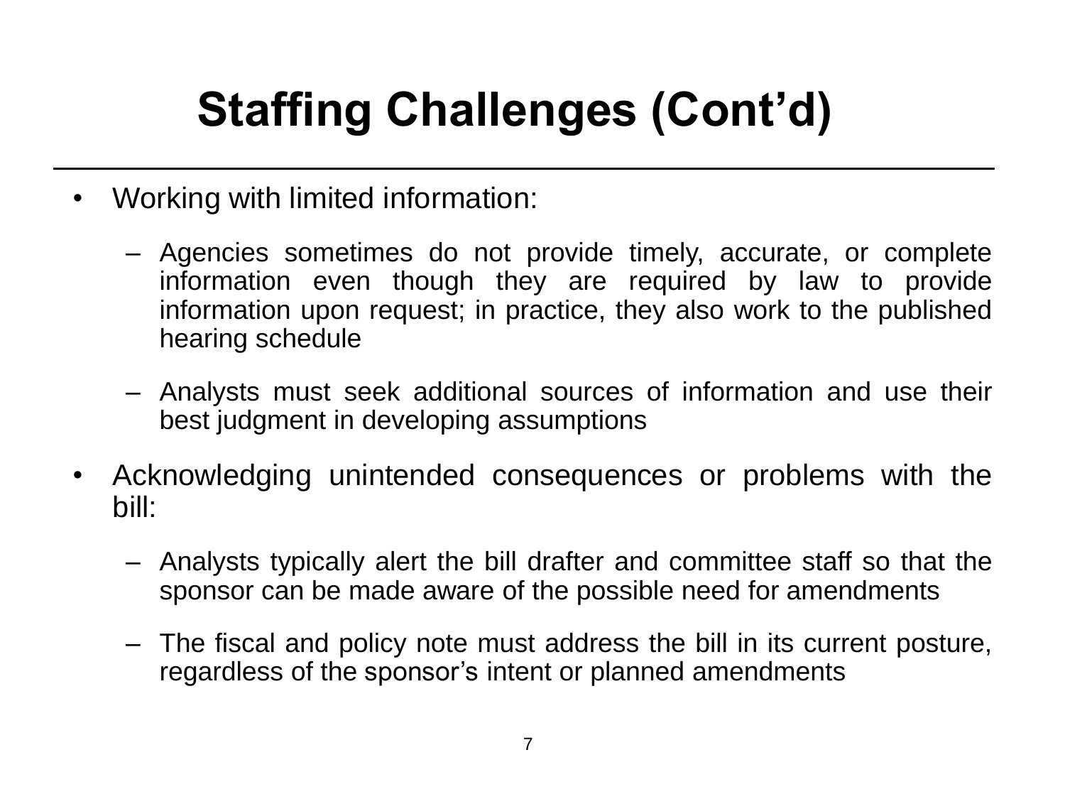# Staffing Challenges (Cont'd)

- Working with limited information:
  - Agencies sometimes do not provide timely, accurate, or complete information even though they are required by law to provide information upon request; in practice, they also work to the published hearing schedule
  - Analysts must seek additional sources of information and use their best judgment in developing assumptions
- Acknowledging unintended consequences or problems with the bill:
  - Analysts typically alert the bill drafter and committee staff so that the sponsor can be made aware of the possible need for amendments
  - The fiscal and policy note must address the bill in its current posture, regardless of the sponsor's intent or planned amendments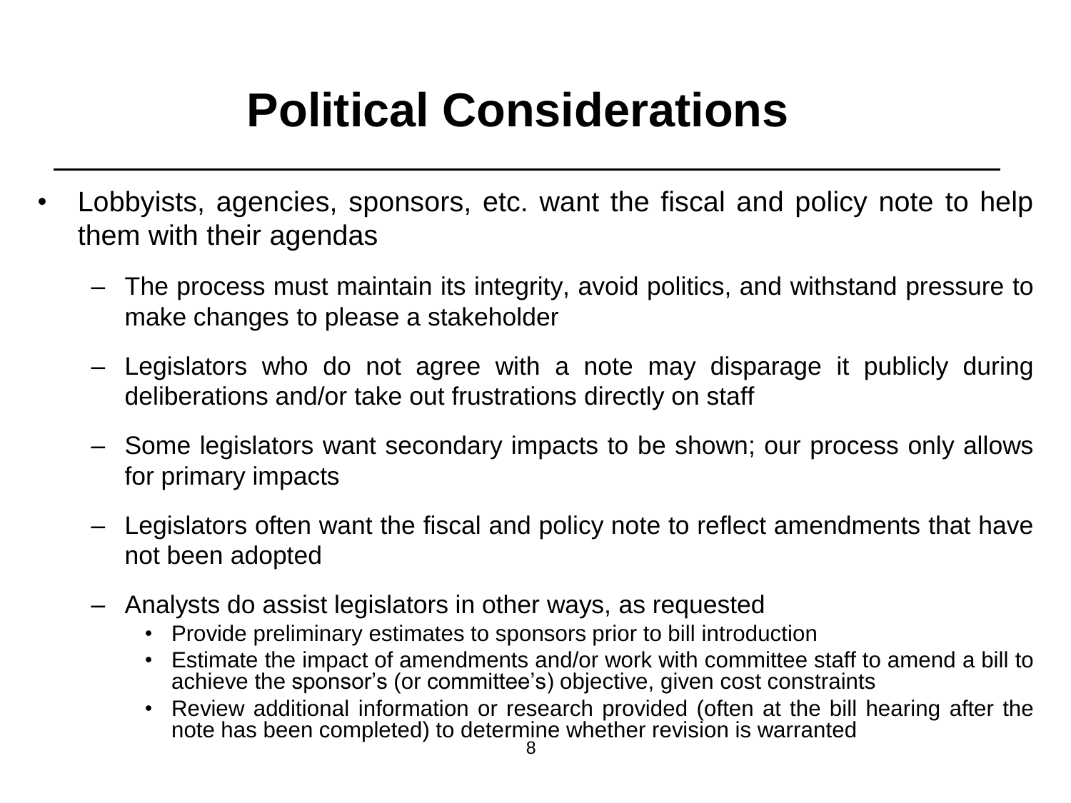# Political Considerations

- Lobbyists, agencies, sponsors, etc. want the fiscal and policy note to help them with their agendas
  - The process must maintain its integrity, avoid politics, and withstand pressure to make changes to please a stakeholder
  - Legislators who do not agree with a note may disparage it publicly during deliberations and/or take out frustrations directly on staff
  - Some legislators want secondary impacts to be shown; our process only allows for primary impacts
  - Legislators often want the fiscal and policy note to reflect amendments that have not been adopted
  - Analysts do assist legislators in other ways, as requested
    - Provide preliminary estimates to sponsors prior to bill introduction
    - Estimate the impact of amendments and/or work with committee staff to amend a bill to achieve the sponsor's (or committee's) objective, given cost constraints
    - Review additional information or research provided (often at the bill hearing after the note has been completed) to determine whether revision is warranted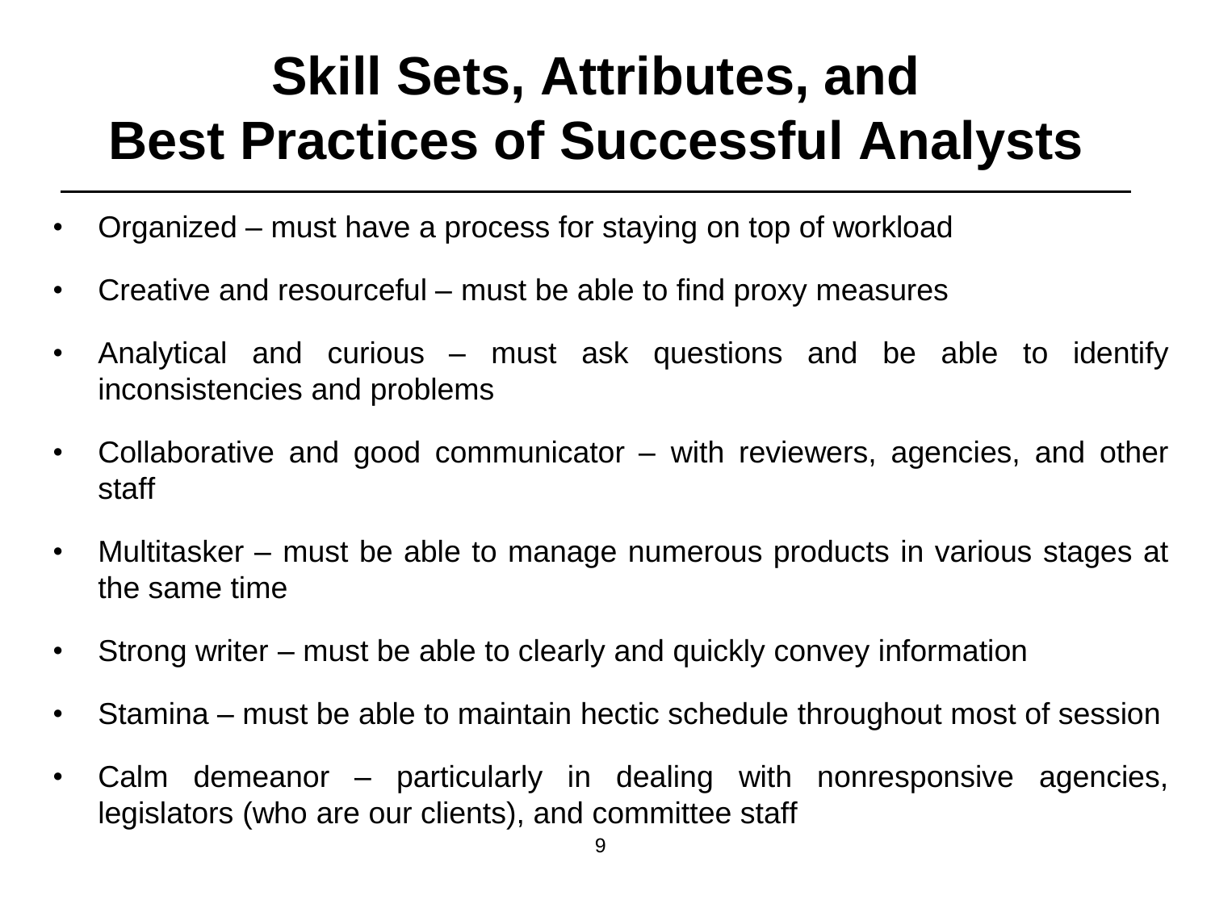# Skill Sets, Attributes, and Best Practices of Successful Analysts

- Organized – must have a process for staying on top of workload
- Creative and resourceful – must be able to find proxy measures
- Analytical and curious – must ask questions and be able to identify inconsistencies and problems
- Collaborative and good communicator – with reviewers, agencies, and other staff
- Multitasker – must be able to manage numerous products in various stages at the same time
- Strong writer – must be able to clearly and quickly convey information
- Stamina – must be able to maintain hectic schedule throughout most of session
- Calm demeanor – particularly in dealing with nonresponsive agencies, legislators (who are our clients), and committee staff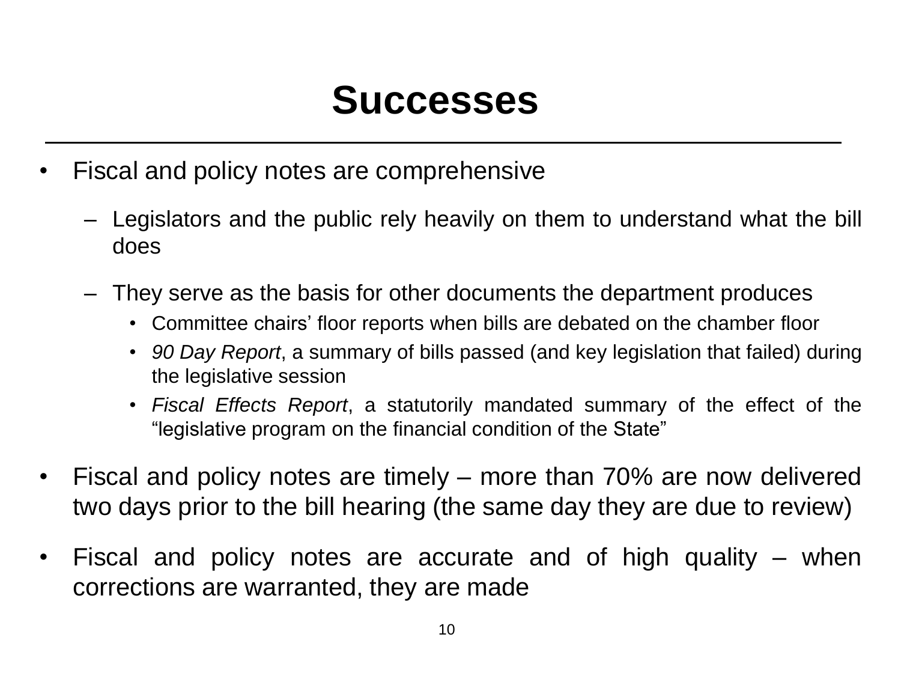# Successes

- Fiscal and policy notes are comprehensive
  - Legislators and the public rely heavily on them to understand what the bill does
  - They serve as the basis for other documents the department produces
    - Committee chairs' floor reports when bills are debated on the chamber floor
    - *90 Day Report*, a summary of bills passed (and key legislation that failed) during the legislative session
    - *Fiscal Effects Report*, a statutorily mandated summary of the effect of the "legislative program on the financial condition of the State"
- Fiscal and policy notes are timely – more than 70% are now delivered two days prior to the bill hearing (the same day they are due to review)
- Fiscal and policy notes are accurate and of high quality – when corrections are warranted, they are made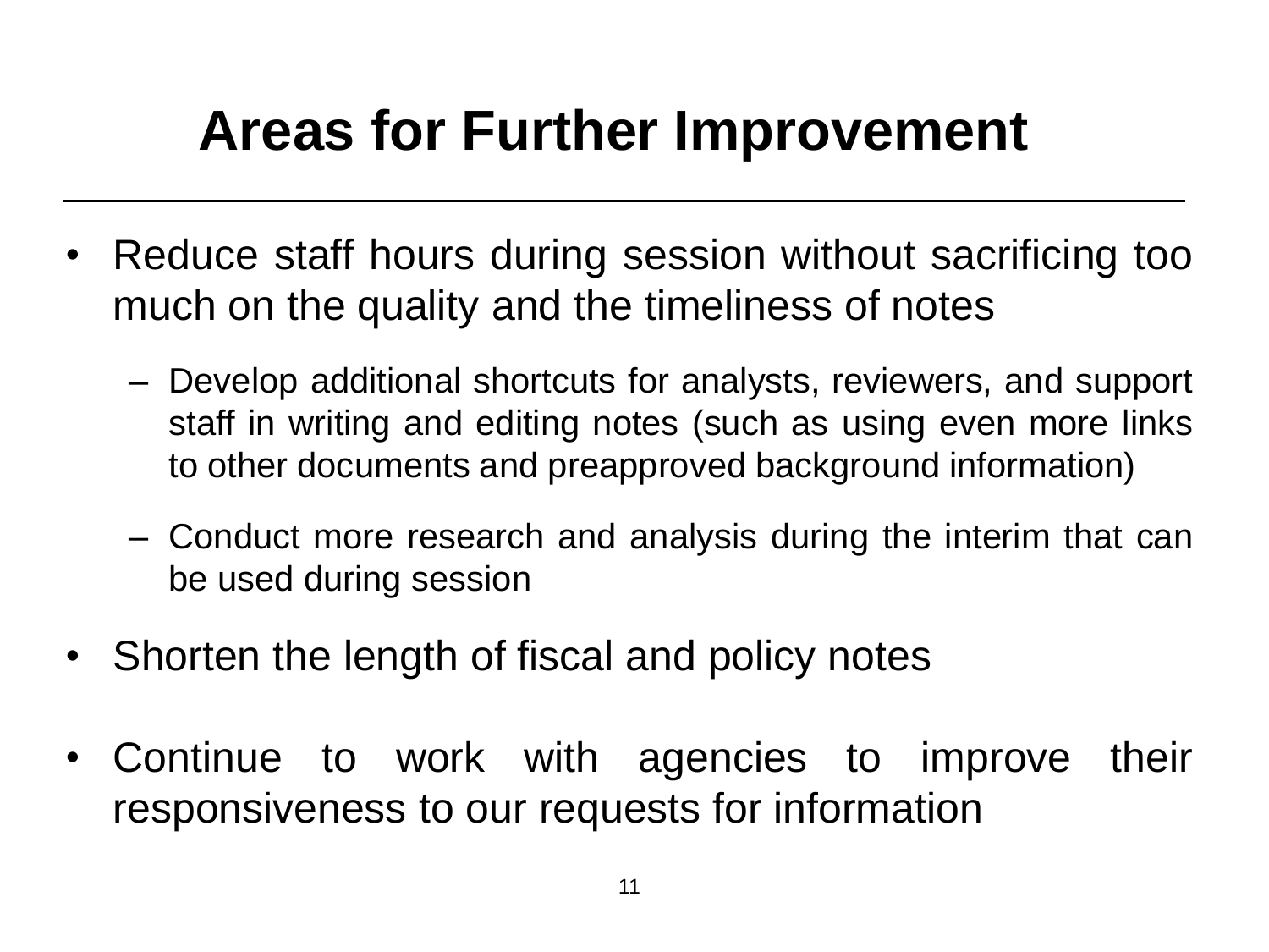# Areas for Further Improvement

- Reduce staff hours during session without sacrificing too much on the quality and the timeliness of notes
  - Develop additional shortcuts for analysts, reviewers, and support staff in writing and editing notes (such as using even more links to other documents and preapproved background information)
  - Conduct more research and analysis during the interim that can be used during session
- Shorten the length of fiscal and policy notes
- Continue to work with agencies to improve their responsiveness to our requests for information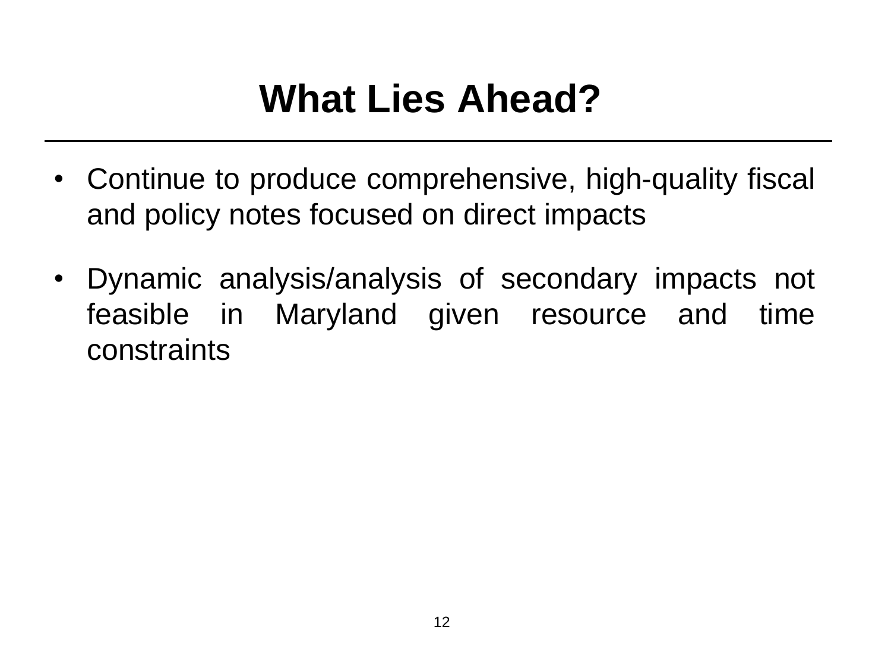# What Lies Ahead?

- Continue to produce comprehensive, high-quality fiscal and policy notes focused on direct impacts
- Dynamic analysis/analysis of secondary impacts not feasible in Maryland given resource and time constraints